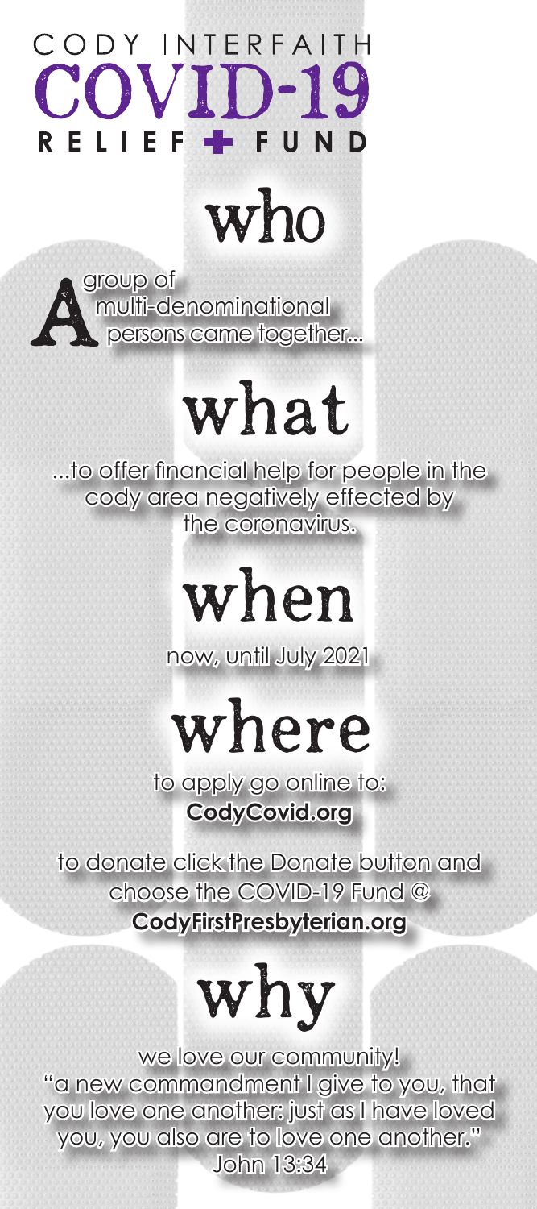# CODY INTERFAITH COVID-19 RELIEF + FUND

## who

A group of multi-denominational persons came together...

## what

...to offer financial help for people in the cody area negatively effected by the coronavirus.

## when

now, until July 2021

## where

to apply go online to:
**CodyCovid.org**

to donate click the Donate button and choose the COVID-19 Fund @ **CodyFirstPresbyterian.org**

## why

we love our community!
"a new commandment I give to you, that you love one another: just as I have loved you, you also are to love one another."
John 13:34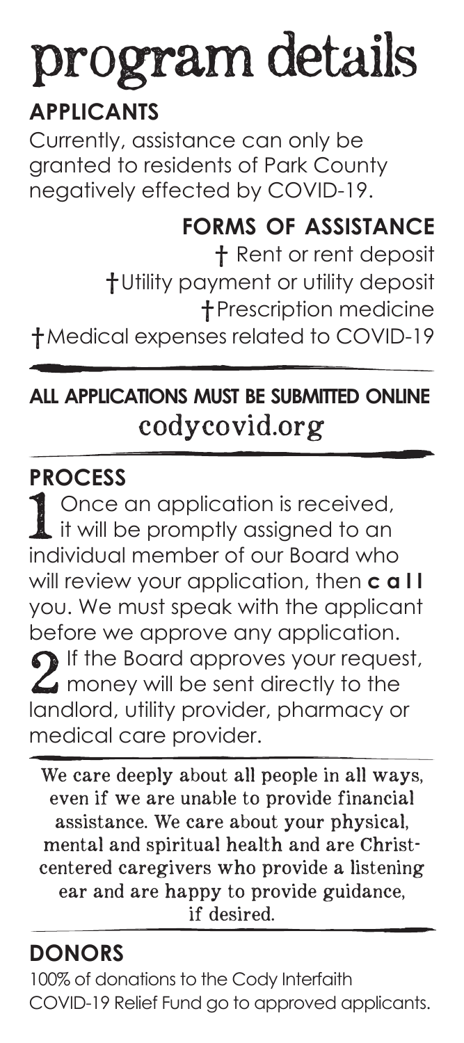# program details

## APPLICANTS

Currently, assistance can only be granted to residents of Park County negatively effected by COVID-19.

## FORMS OF ASSISTANCE

- † Rent or rent deposit
- † Utility payment or utility deposit
- † Prescription medicine
- † Medical expenses related to COVID-19

## ALL APPLICATIONS MUST BE SUBMITTED ONLINE

codycovid.org

## PROCESS

1. Once an application is received, it will be promptly assigned to an individual member of our Board who will review your application, then **call** you. We must speak with the applicant before we approve any application.
2. If the Board approves your request, money will be sent directly to the landlord, utility provider, pharmacy or medical care provider.

We care deeply about all people in all ways, even if we are unable to provide financial assistance. We care about your physical, mental and spiritual health and are Christ-centered caregivers who provide a listening ear and are happy to provide guidance, if desired.

## DONORS

100% of donations to the Cody Interfaith COVID-19 Relief Fund go to approved applicants.